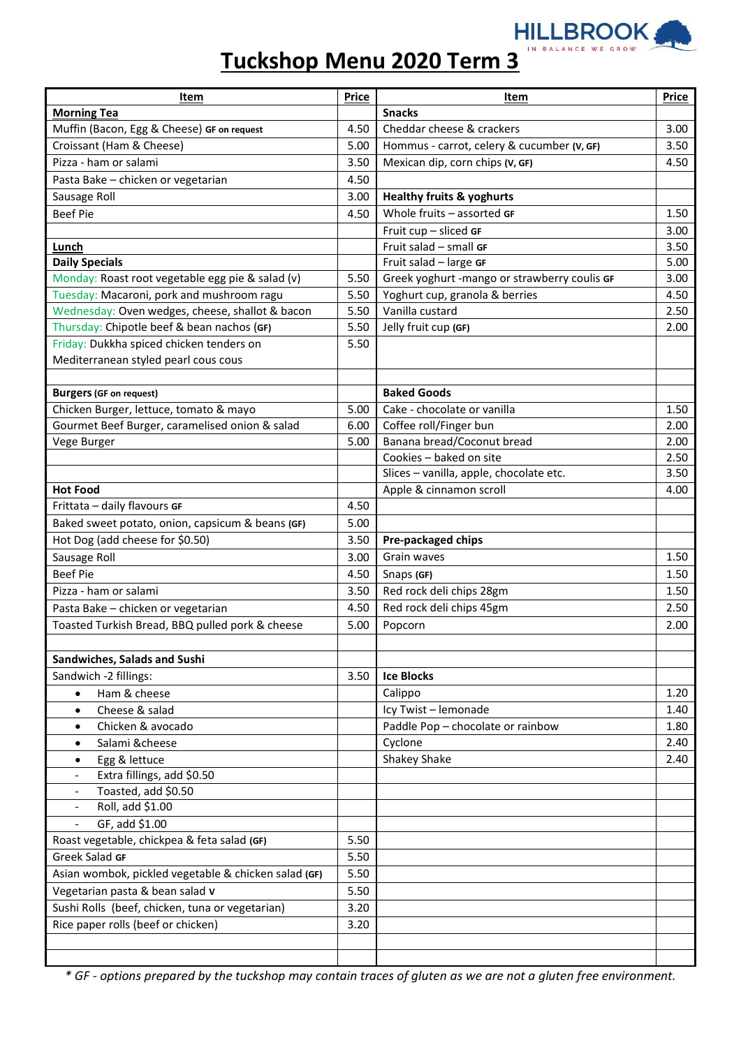# Tuckshop Menu 2020 Term 3

HILLBROOK
IN BALANCE WE GROW

| Item | Price | Item | Price |
|---|---|---|---|
| **Morning Tea** | | **Snacks** | |
| Muffin (Bacon, Egg & Cheese) **GF on request** | 4.50 | Cheddar cheese & crackers | 3.00 |
| Croissant (Ham & Cheese) | 5.00 | Hommus - carrot, celery & cucumber **(V, GF)** | 3.50 |
| Pizza - ham or salami | 3.50 | Mexican dip, corn chips **(V, GF)** | 4.50 |
| Pasta Bake – chicken or vegetarian | 4.50 | | |
| Sausage Roll | 3.00 | **Healthy fruits & yoghurts** | |
| Beef Pie | 4.50 | Whole fruits – assorted **GF** | 1.50 |
| | | Fruit cup – sliced **GF** | 3.00 |
| **Lunch** | | Fruit salad – small **GF** | 3.50 |
| **Daily Specials** | | Fruit salad – large **GF** | 5.00 |
| Monday: Roast root vegetable egg pie & salad (v) | 5.50 | Greek yoghurt -mango or strawberry coulis **GF** | 3.00 |
| Tuesday: Macaroni, pork and mushroom ragu | 5.50 | Yoghurt cup, granola & berries | 4.50 |
| Wednesday: Oven wedges, cheese, shallot & bacon | 5.50 | Vanilla custard | 2.50 |
| Thursday: Chipotle beef & bean nachos **(GF)** | 5.50 | Jelly fruit cup **(GF)** | 2.00 |
| Friday: Dukkha spiced chicken tenders on Mediterranean styled pearl cous cous | 5.50 | | |
| | | | |
| **Burgers (GF on request)** | | **Baked Goods** | |
| Chicken Burger, lettuce, tomato & mayo | 5.00 | Cake - chocolate or vanilla | 1.50 |
| Gourmet Beef Burger, caramelised onion & salad | 6.00 | Coffee roll/Finger bun | 2.00 |
| Vege Burger | 5.00 | Banana bread/Coconut bread | 2.00 |
| | | Cookies – baked on site | 2.50 |
| | | Slices – vanilla, apple, chocolate etc. | 3.50 |
| **Hot Food** | | Apple & cinnamon scroll | 4.00 |
| Frittata – daily flavours **GF** | 4.50 | | |
| Baked sweet potato, onion, capsicum & beans **(GF)** | 5.00 | | |
| Hot Dog (add cheese for $0.50) | 3.50 | **Pre-packaged chips** | |
| Sausage Roll | 3.00 | Grain waves | 1.50 |
| Beef Pie | 4.50 | Snaps **(GF)** | 1.50 |
| Pizza - ham or salami | 3.50 | Red rock deli chips 28gm | 1.50 |
| Pasta Bake – chicken or vegetarian | 4.50 | Red rock deli chips 45gm | 2.50 |
| Toasted Turkish Bread, BBQ pulled pork & cheese | 5.00 | Popcorn | 2.00 |
| | | | |
| **Sandwiches, Salads and Sushi** | | | |
| Sandwich -2 fillings: | 3.50 | **Ice Blocks** | |
| • Ham & cheese | | Calippo | 1.20 |
| • Cheese & salad | | Icy Twist – lemonade | 1.40 |
| • Chicken & avocado | | Paddle Pop – chocolate or rainbow | 1.80 |
| • Salami &cheese | | Cyclone | 2.40 |
| • Egg & lettuce | | Shakey Shake | 2.40 |
| - Extra fillings, add $0.50 | | | |
| - Toasted, add $0.50 | | | |
| - Roll, add $1.00 | | | |
| - GF, add $1.00 | | | |
| Roast vegetable, chickpea & feta salad **(GF)** | 5.50 | | |
| Greek Salad **GF** | 5.50 | | |
| Asian wombok, pickled vegetable & chicken salad **(GF)** | 5.50 | | |
| Vegetarian pasta & bean salad **V** | 5.50 | | |
| Sushi Rolls (beef, chicken, tuna or vegetarian) | 3.20 | | |
| Rice paper rolls (beef or chicken) | 3.20 | | |

*\* GF - options prepared by the tuckshop may contain traces of gluten as we are not a gluten free environment.*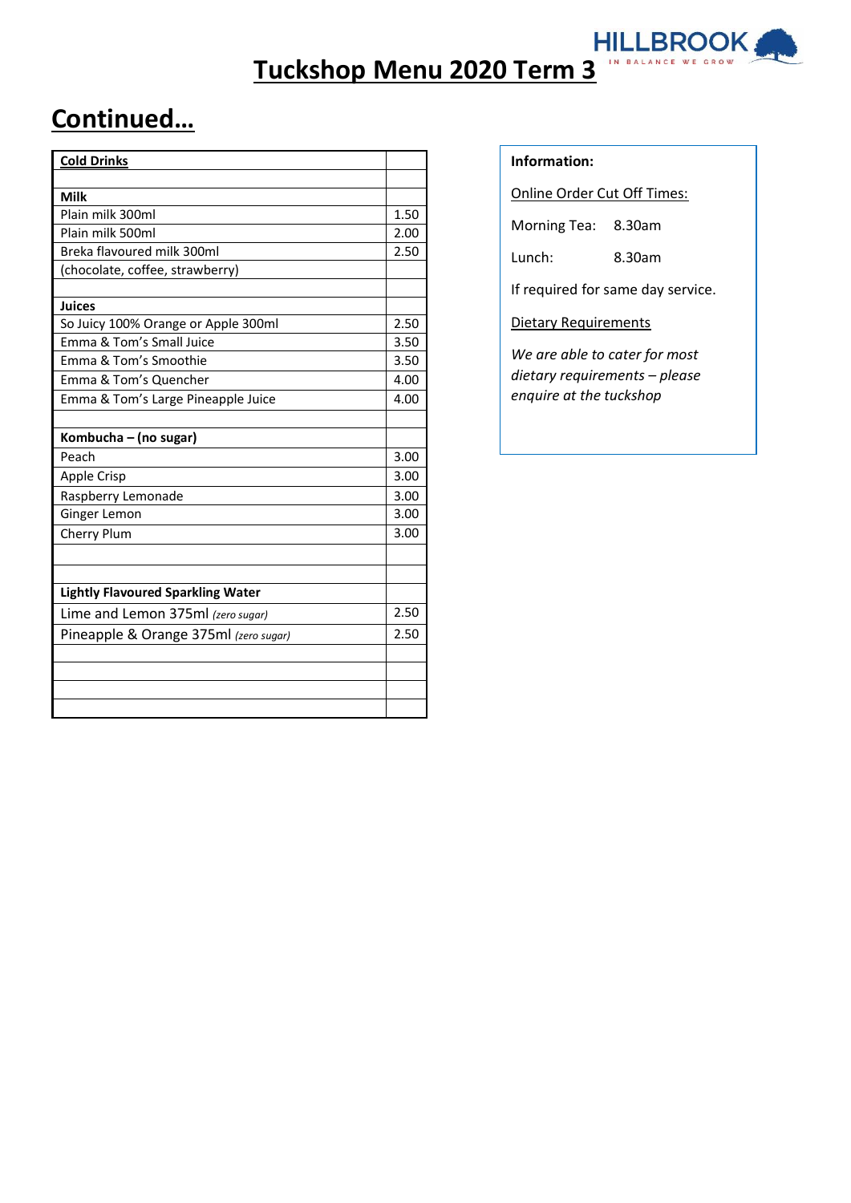# Tuckshop Menu 2020 Term 3

HILLBROOK
IN BALANCE WE GROW

## Continued…

| **Cold Drinks** | |
|---|---|
| | |
| **Milk** | |
| Plain milk 300ml | 1.50 |
| Plain milk 500ml | 2.00 |
| Breka flavoured milk 300ml | 2.50 |
| (chocolate, coffee, strawberry) | |
| | |
| **Juices** | |
| So Juicy 100% Orange or Apple 300ml | 2.50 |
| Emma & Tom's Small Juice | 3.50 |
| Emma & Tom's Smoothie | 3.50 |
| Emma & Tom's Quencher | 4.00 |
| Emma & Tom's Large Pineapple Juice | 4.00 |
| | |
| **Kombucha – (no sugar)** | |
| Peach | 3.00 |
| Apple Crisp | 3.00 |
| Raspberry Lemonade | 3.00 |
| Ginger Lemon | 3.00 |
| Cherry Plum | 3.00 |
| | |
| | |
| **Lightly Flavoured Sparkling Water** | |
| Lime and Lemon 375ml *(zero sugar)* | 2.50 |
| Pineapple & Orange 375ml *(zero sugar)* | 2.50 |
| | |
| | |
| | |
| | |

**Information:**

Online Order Cut Off Times:

Morning Tea: 8.30am

Lunch: 8.30am

If required for same day service.

Dietary Requirements

*We are able to cater for most dietary requirements – please enquire at the tuckshop*